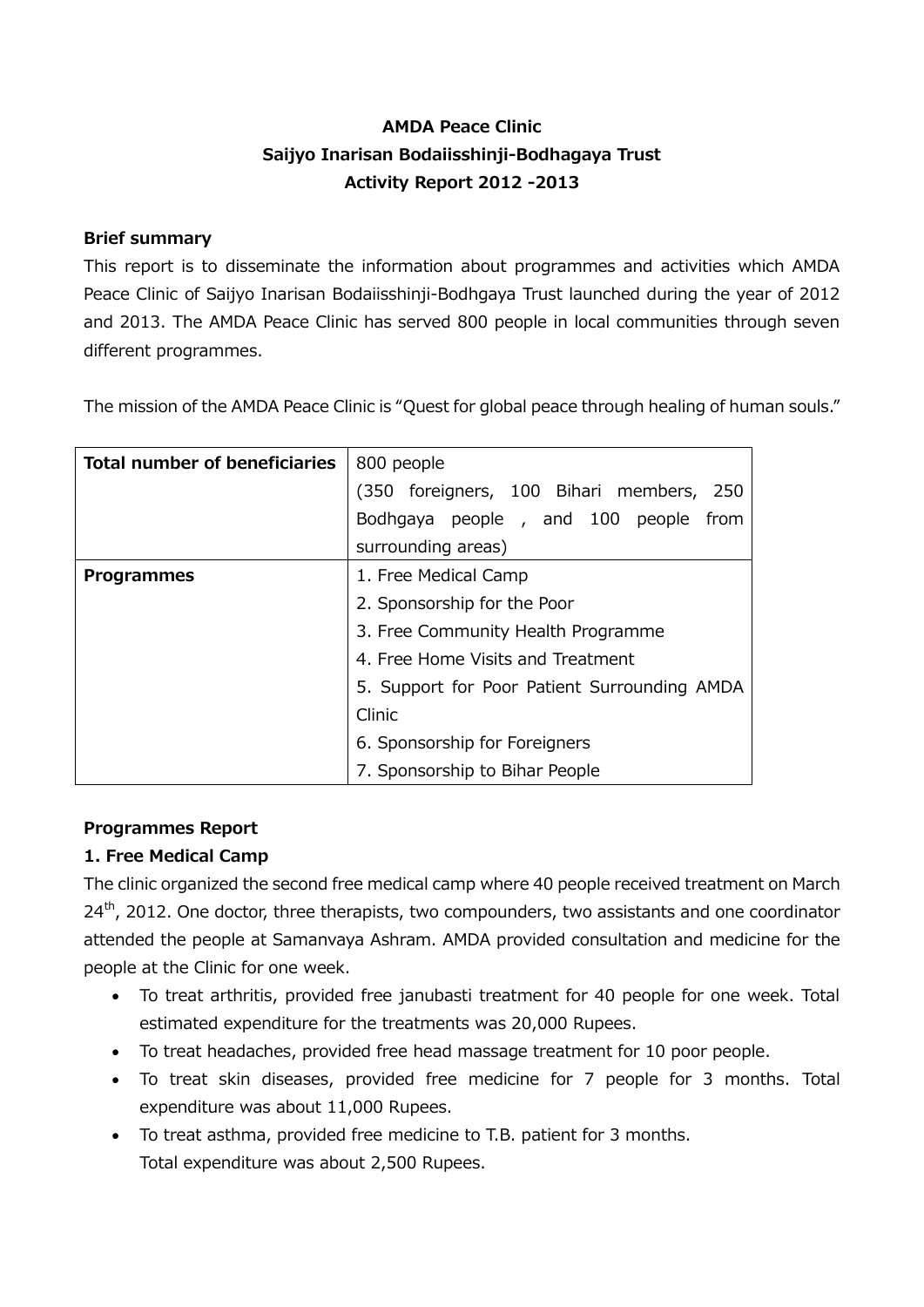# AMDA Peace Clinic
# Saijyo Inarisan Bodaiisshinji-Bodhagaya Trust
# Activity Report 2012 -2013

## Brief summary

This report is to disseminate the information about programmes and activities which AMDA Peace Clinic of Saijyo Inarisan Bodaiisshinji-Bodhgaya Trust launched during the year of 2012 and 2013. The AMDA Peace Clinic has served 800 people in local communities through seven different programmes.

The mission of the AMDA Peace Clinic is "Quest for global peace through healing of human souls."

| **Total number of beneficiaries** | 800 people (350 foreigners, 100 Bihari members, 250 Bodhgaya people , and 100 people from surrounding areas) |
|---|---|
| **Programmes** | 1. Free Medical Camp<br>2. Sponsorship for the Poor<br>3. Free Community Health Programme<br>4. Free Home Visits and Treatment<br>5. Support for Poor Patient Surrounding AMDA Clinic<br>6. Sponsorship for Foreigners<br>7. Sponsorship to Bihar People |

## Programmes Report

### 1. Free Medical Camp

The clinic organized the second free medical camp where 40 people received treatment on March 24th, 2012. One doctor, three therapists, two compounders, two assistants and one coordinator attended the people at Samanvaya Ashram. AMDA provided consultation and medicine for the people at the Clinic for one week.

- To treat arthritis, provided free janubasti treatment for 40 people for one week. Total estimated expenditure for the treatments was 20,000 Rupees.
- To treat headaches, provided free head massage treatment for 10 poor people.
- To treat skin diseases, provided free medicine for 7 people for 3 months. Total expenditure was about 11,000 Rupees.
- To treat asthma, provided free medicine to T.B. patient for 3 months. Total expenditure was about 2,500 Rupees.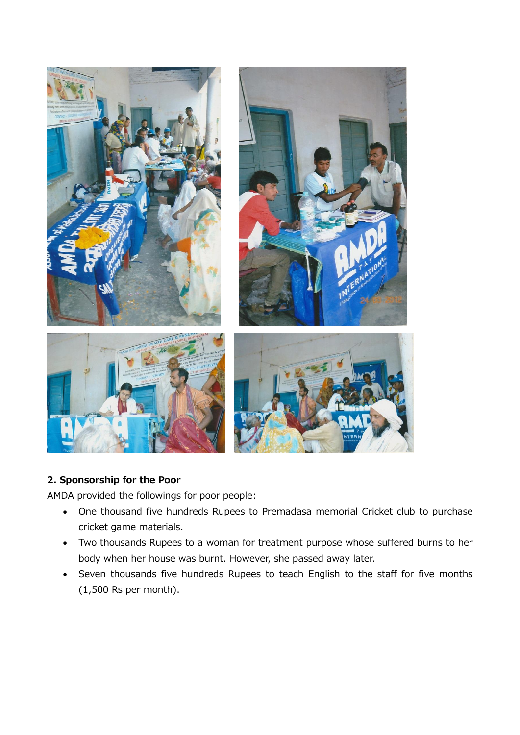## 2. Sponsorship for the Poor

AMDA provided the followings for poor people:

- One thousand five hundreds Rupees to Premadasa memorial Cricket club to purchase cricket game materials.
- Two thousands Rupees to a woman for treatment purpose whose suffered burns to her body when her house was burnt. However, she passed away later.
- Seven thousands five hundreds Rupees to teach English to the staff for five months (1,500 Rs per month).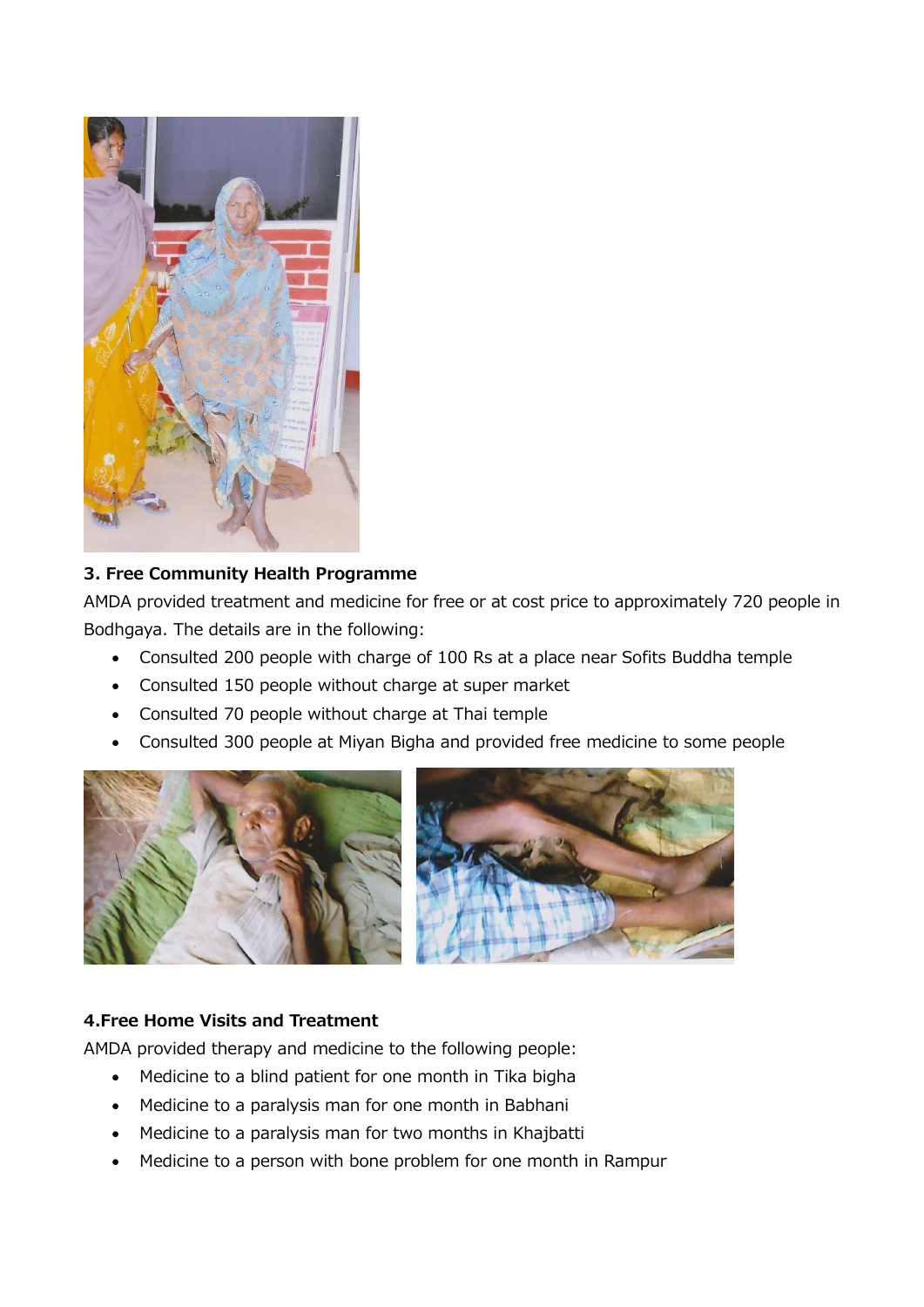### 3. Free Community Health Programme

AMDA provided treatment and medicine for free or at cost price to approximately 720 people in Bodhgaya. The details are in the following:

- Consulted 200 people with charge of 100 Rs at a place near Sofits Buddha temple
- Consulted 150 people without charge at super market
- Consulted 70 people without charge at Thai temple
- Consulted 300 people at Miyan Bigha and provided free medicine to some people

### 4.Free Home Visits and Treatment

AMDA provided therapy and medicine to the following people:

- Medicine to a blind patient for one month in Tika bigha
- Medicine to a paralysis man for one month in Babhani
- Medicine to a paralysis man for two months in Khajbatti
- Medicine to a person with bone problem for one month in Rampur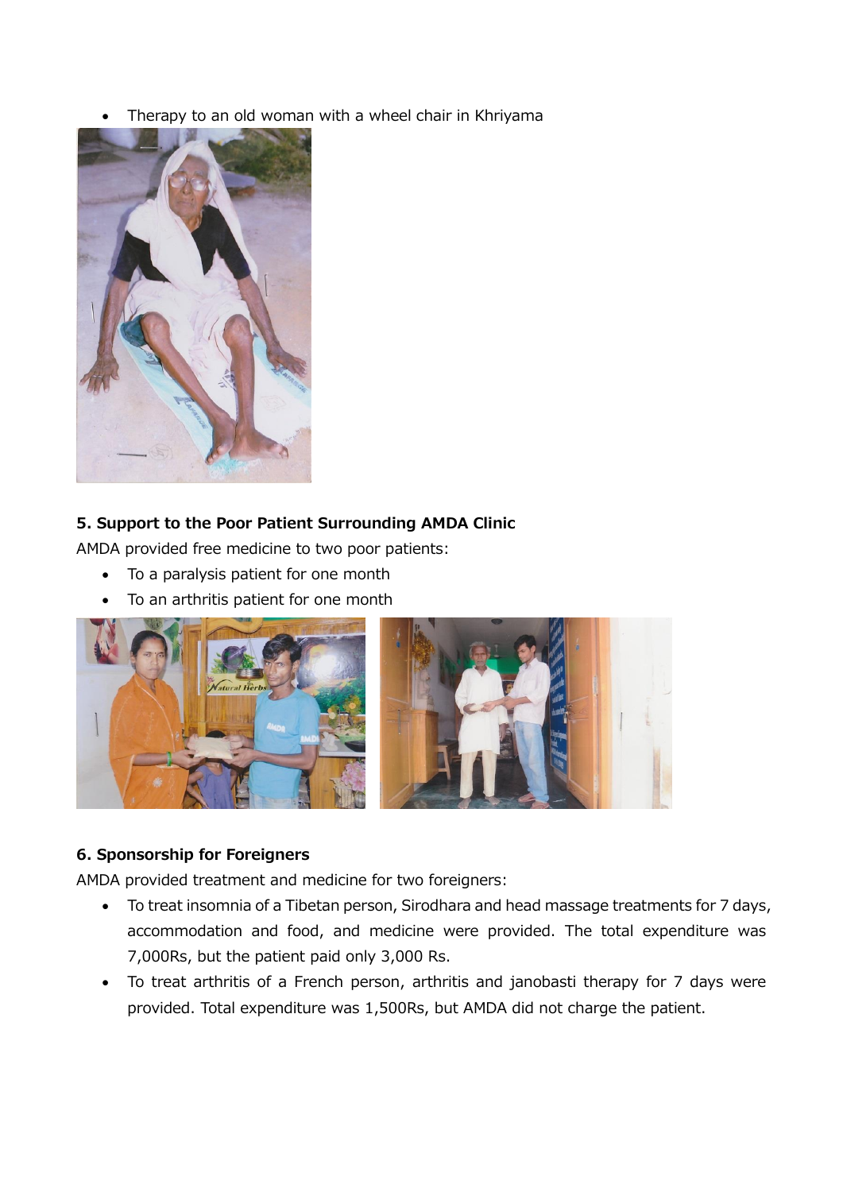- Therapy to an old woman with a wheel chair in Khriyama

**5. Support to the Poor Patient Surrounding AMDA Clinic**

AMDA provided free medicine to two poor patients:

- To a paralysis patient for one month
- To an arthritis patient for one month

**6. Sponsorship for Foreigners**

AMDA provided treatment and medicine for two foreigners:

- To treat insomnia of a Tibetan person, Sirodhara and head massage treatments for 7 days, accommodation and food, and medicine were provided. The total expenditure was 7,000Rs, but the patient paid only 3,000 Rs.
- To treat arthritis of a French person, arthritis and janobasti therapy for 7 days were provided. Total expenditure was 1,500Rs, but AMDA did not charge the patient.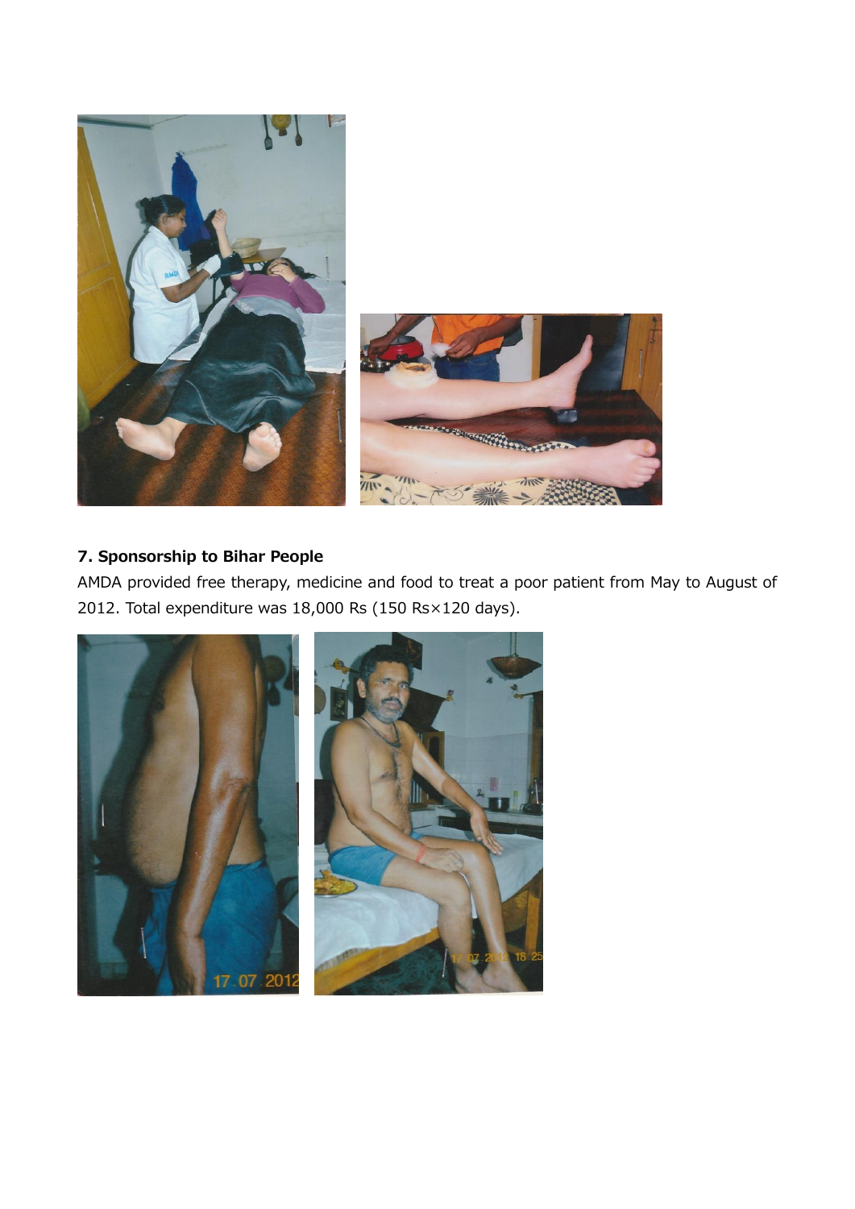**7. Sponsorship to Bihar People**

AMDA provided free therapy, medicine and food to treat a poor patient from May to August of 2012. Total expenditure was 18,000 Rs (150 Rs×120 days).